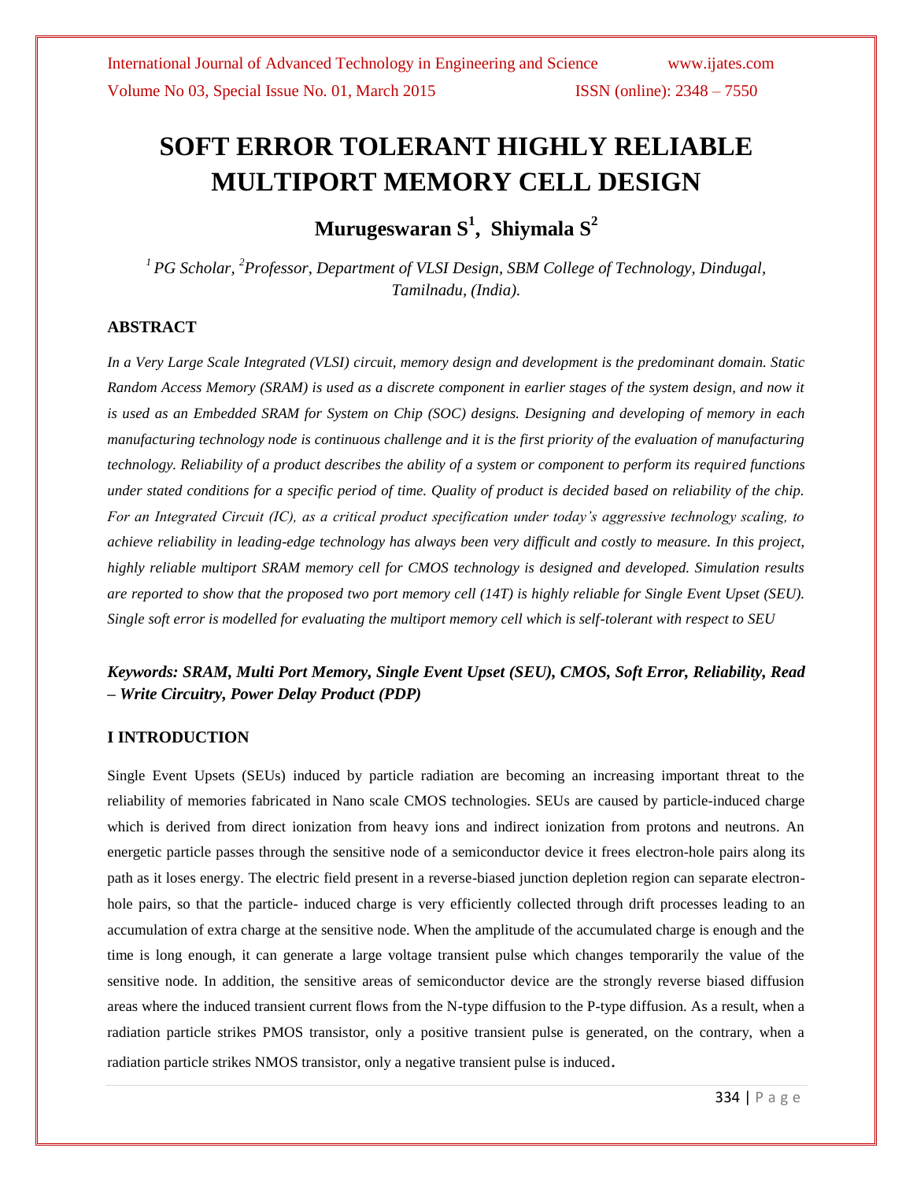# SOFT ERROR TOLERANT HIGHLY RELIABLE MULTIPORT MEMORY CELL DESIGN

**Murugeswaran S[1], Shiymala S[2]**

*[1] PG Scholar, [2]Professor, Department of VLSI Design, SBM College of Technology, Dindugal, Tamilnadu, (India).*

## ABSTRACT

*In a Very Large Scale Integrated (VLSI) circuit, memory design and development is the predominant domain. Static Random Access Memory (SRAM) is used as a discrete component in earlier stages of the system design, and now it is used as an Embedded SRAM for System on Chip (SOC) designs. Designing and developing of memory in each manufacturing technology node is continuous challenge and it is the first priority of the evaluation of manufacturing technology. Reliability of a product describes the ability of a system or component to perform its required functions under stated conditions for a specific period of time. Quality of product is decided based on reliability of the chip. For an Integrated Circuit (IC), as a critical product specification under today's aggressive technology scaling, to achieve reliability in leading-edge technology has always been very difficult and costly to measure. In this project, highly reliable multiport SRAM memory cell for CMOS technology is designed and developed. Simulation results are reported to show that the proposed two port memory cell (14T) is highly reliable for Single Event Upset (SEU). Single soft error is modelled for evaluating the multiport memory cell which is self-tolerant with respect to SEU*

***Keywords: SRAM, Multi Port Memory, Single Event Upset (SEU), CMOS, Soft Error, Reliability, Read – Write Circuitry, Power Delay Product (PDP)***

## I INTRODUCTION

Single Event Upsets (SEUs) induced by particle radiation are becoming an increasing important threat to the reliability of memories fabricated in Nano scale CMOS technologies. SEUs are caused by particle-induced charge which is derived from direct ionization from heavy ions and indirect ionization from protons and neutrons. An energetic particle passes through the sensitive node of a semiconductor device it frees electron-hole pairs along its path as it loses energy. The electric field present in a reverse-biased junction depletion region can separate electron-hole pairs, so that the particle- induced charge is very efficiently collected through drift processes leading to an accumulation of extra charge at the sensitive node. When the amplitude of the accumulated charge is enough and the time is long enough, it can generate a large voltage transient pulse which changes temporarily the value of the sensitive node. In addition, the sensitive areas of semiconductor device are the strongly reverse biased diffusion areas where the induced transient current flows from the N-type diffusion to the P-type diffusion. As a result, when a radiation particle strikes PMOS transistor, only a positive transient pulse is generated, on the contrary, when a radiation particle strikes NMOS transistor, only a negative transient pulse is induced.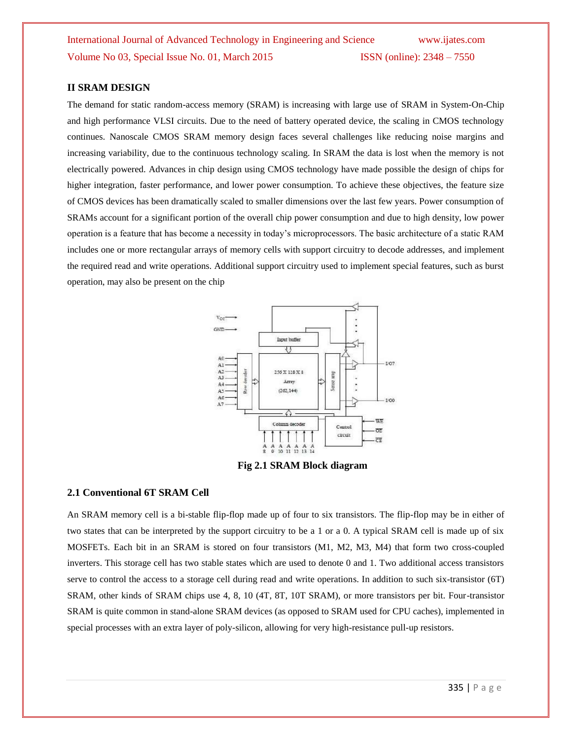## II SRAM DESIGN

The demand for static random-access memory (SRAM) is increasing with large use of SRAM in System-On-Chip and high performance VLSI circuits. Due to the need of battery operated device, the scaling in CMOS technology continues. Nanoscale CMOS SRAM memory design faces several challenges like reducing noise margins and increasing variability, due to the continuous technology scaling. In SRAM the data is lost when the memory is not electrically powered. Advances in chip design using CMOS technology have made possible the design of chips for higher integration, faster performance, and lower power consumption. To achieve these objectives, the feature size of CMOS devices has been dramatically scaled to smaller dimensions over the last few years. Power consumption of SRAMs account for a significant portion of the overall chip power consumption and due to high density, low power operation is a feature that has become a necessity in today's microprocessors. The basic architecture of a static RAM includes one or more rectangular arrays of memory cells with support circuitry to decode addresses, and implement the required read and write operations. Additional support circuitry used to implement special features, such as burst operation, may also be present on the chip

**Fig 2.1 SRAM Block diagram**

### 2.1 Conventional 6T SRAM Cell

An SRAM memory cell is a bi-stable flip-flop made up of four to six transistors. The flip-flop may be in either of two states that can be interpreted by the support circuitry to be a 1 or a 0. A typical SRAM cell is made up of six MOSFETs. Each bit in an SRAM is stored on four transistors (M1, M2, M3, M4) that form two cross-coupled inverters. This storage cell has two stable states which are used to denote 0 and 1. Two additional access transistors serve to control the access to a storage cell during read and write operations. In addition to such six-transistor (6T) SRAM, other kinds of SRAM chips use 4, 8, 10 (4T, 8T, 10T SRAM), or more transistors per bit. Four-transistor SRAM is quite common in stand-alone SRAM devices (as opposed to SRAM used for CPU caches), implemented in special processes with an extra layer of poly-silicon, allowing for very high-resistance pull-up resistors.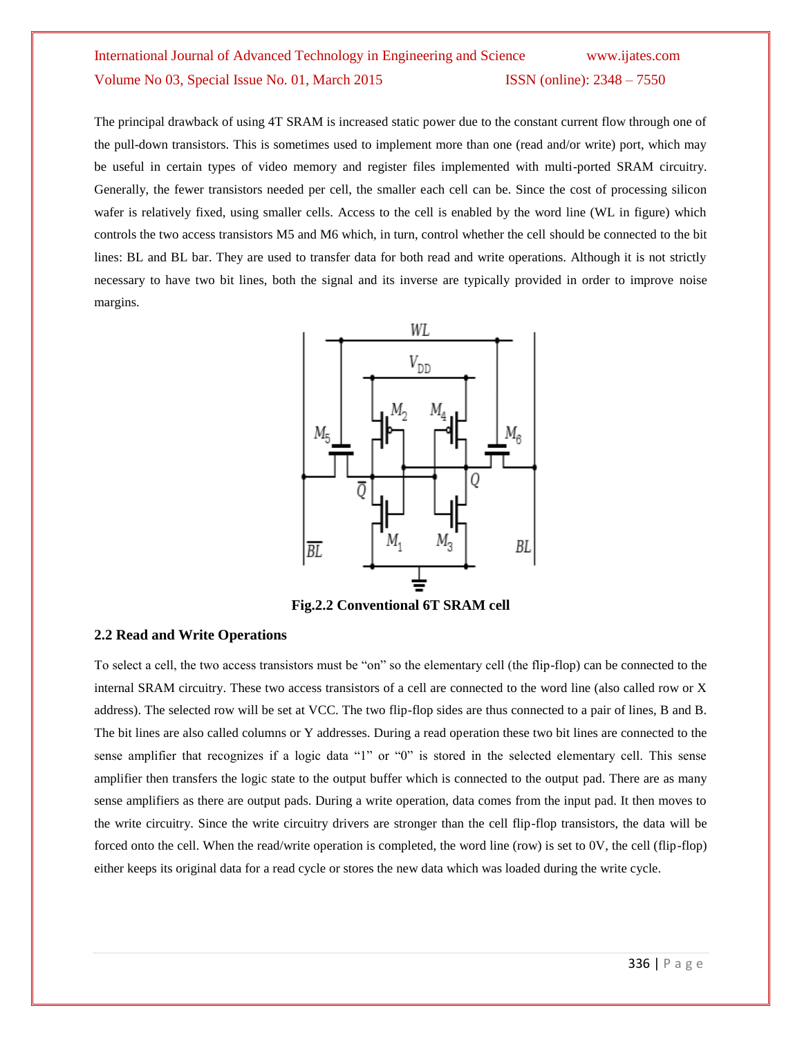The principal drawback of using 4T SRAM is increased static power due to the constant current flow through one of the pull-down transistors. This is sometimes used to implement more than one (read and/or write) port, which may be useful in certain types of video memory and register files implemented with multi-ported SRAM circuitry. Generally, the fewer transistors needed per cell, the smaller each cell can be. Since the cost of processing silicon wafer is relatively fixed, using smaller cells. Access to the cell is enabled by the word line (WL in figure) which controls the two access transistors M5 and M6 which, in turn, control whether the cell should be connected to the bit lines: BL and BL bar. They are used to transfer data for both read and write operations. Although it is not strictly necessary to have two bit lines, both the signal and its inverse are typically provided in order to improve noise margins.

**Fig.2.2 Conventional 6T SRAM cell**

### 2.2 Read and Write Operations

To select a cell, the two access transistors must be "on" so the elementary cell (the flip-flop) can be connected to the internal SRAM circuitry. These two access transistors of a cell are connected to the word line (also called row or X address). The selected row will be set at VCC. The two flip-flop sides are thus connected to a pair of lines, B and B. The bit lines are also called columns or Y addresses. During a read operation these two bit lines are connected to the sense amplifier that recognizes if a logic data "1" or "0" is stored in the selected elementary cell. This sense amplifier then transfers the logic state to the output buffer which is connected to the output pad. There are as many sense amplifiers as there are output pads. During a write operation, data comes from the input pad. It then moves to the write circuitry. Since the write circuitry drivers are stronger than the cell flip-flop transistors, the data will be forced onto the cell. When the read/write operation is completed, the word line (row) is set to 0V, the cell (flip-flop) either keeps its original data for a read cycle or stores the new data which was loaded during the write cycle.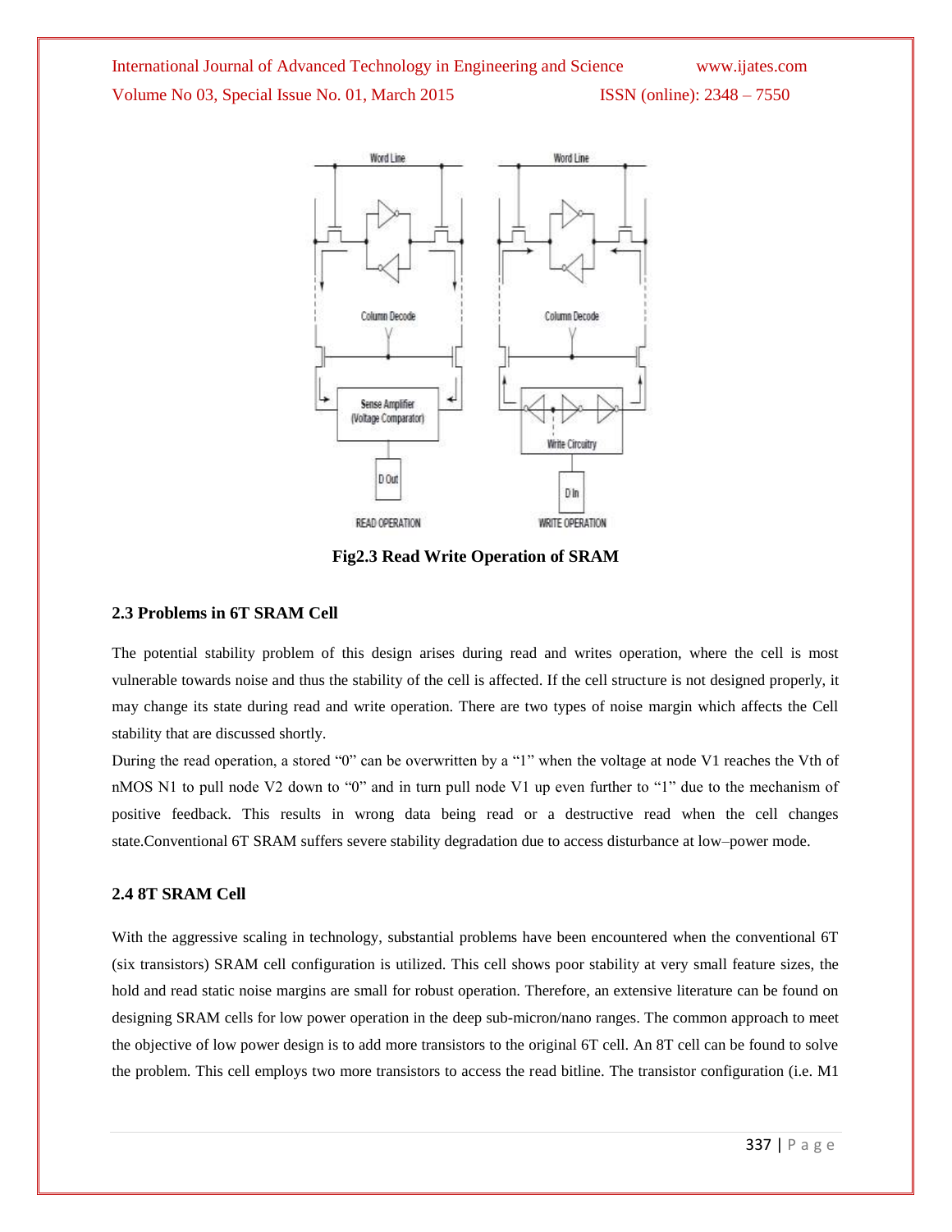**Fig2.3 Read Write Operation of SRAM**

### 2.3 Problems in 6T SRAM Cell

The potential stability problem of this design arises during read and writes operation, where the cell is most vulnerable towards noise and thus the stability of the cell is affected. If the cell structure is not designed properly, it may change its state during read and write operation. There are two types of noise margin which affects the Cell stability that are discussed shortly.

During the read operation, a stored "0" can be overwritten by a "1" when the voltage at node V1 reaches the Vth of nMOS N1 to pull node V2 down to "0" and in turn pull node V1 up even further to "1" due to the mechanism of positive feedback. This results in wrong data being read or a destructive read when the cell changes state.Conventional 6T SRAM suffers severe stability degradation due to access disturbance at low–power mode.

### 2.4 8T SRAM Cell

With the aggressive scaling in technology, substantial problems have been encountered when the conventional 6T (six transistors) SRAM cell configuration is utilized. This cell shows poor stability at very small feature sizes, the hold and read static noise margins are small for robust operation. Therefore, an extensive literature can be found on designing SRAM cells for low power operation in the deep sub-micron/nano ranges. The common approach to meet the objective of low power design is to add more transistors to the original 6T cell. An 8T cell can be found to solve the problem. This cell employs two more transistors to access the read bitline. The transistor configuration (i.e. M1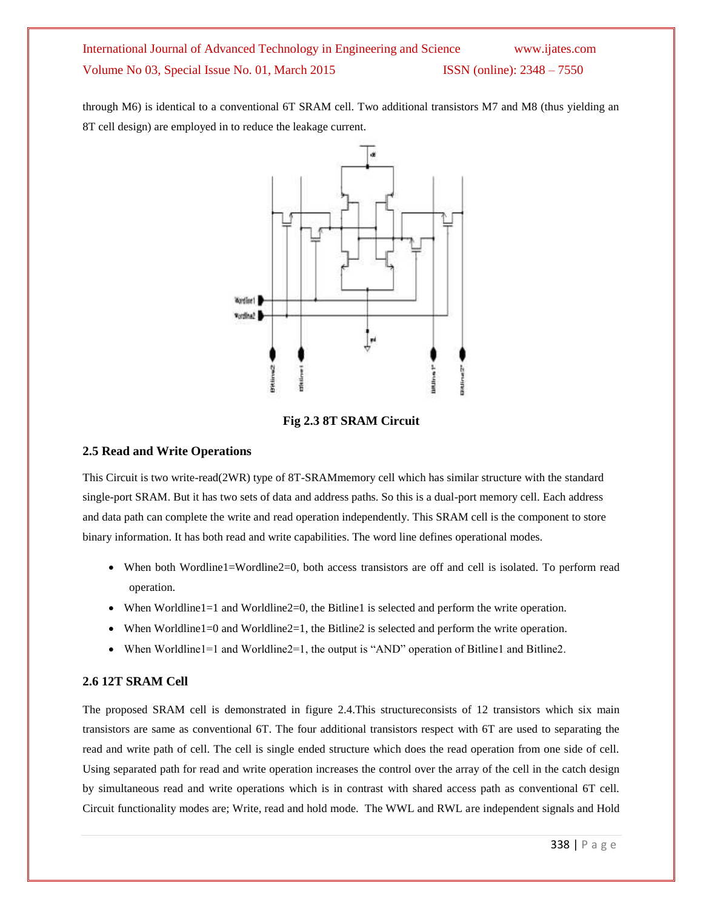through M6) is identical to a conventional 6T SRAM cell. Two additional transistors M7 and M8 (thus yielding an 8T cell design) are employed in to reduce the leakage current.

**Fig 2.3 8T SRAM Circuit**

### 2.5 Read and Write Operations

This Circuit is two write-read(2WR) type of 8T-SRAMmemory cell which has similar structure with the standard single-port SRAM. But it has two sets of data and address paths. So this is a dual-port memory cell. Each address and data path can complete the write and read operation independently. This SRAM cell is the component to store binary information. It has both read and write capabilities. The word line defines operational modes.

- When both Wordline1=Wordline2=0, both access transistors are off and cell is isolated. To perform read operation.
- When Worldline1=1 and Worldline2=0, the Bitline1 is selected and perform the write operation.
- When Worldline1=0 and Worldline2=1, the Bitline2 is selected and perform the write operation.
- When Worldline1=1 and Worldline2=1, the output is "AND" operation of Bitline1 and Bitline2.

### 2.6 12T SRAM Cell

The proposed SRAM cell is demonstrated in figure 2.4.This structureconsists of 12 transistors which six main transistors are same as conventional 6T. The four additional transistors respect with 6T are used to separating the read and write path of cell. The cell is single ended structure which does the read operation from one side of cell. Using separated path for read and write operation increases the control over the array of the cell in the catch design by simultaneous read and write operations which is in contrast with shared access path as conventional 6T cell. Circuit functionality modes are; Write, read and hold mode. The WWL and RWL are independent signals and Hold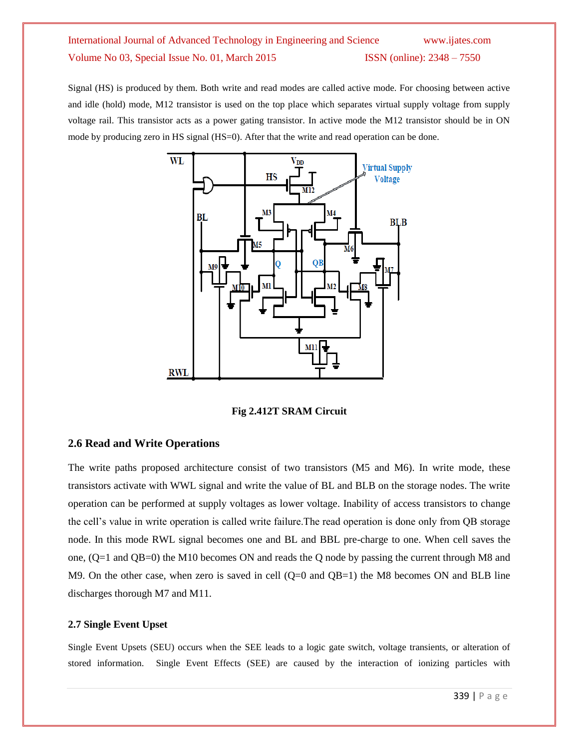Signal (HS) is produced by them. Both write and read modes are called active mode. For choosing between active and idle (hold) mode, M12 transistor is used on the top place which separates virtual supply voltage from supply voltage rail. This transistor acts as a power gating transistor. In active mode the M12 transistor should be in ON mode by producing zero in HS signal (HS=0). After that the write and read operation can be done.

**Fig 2.412T SRAM Circuit**

## 2.6 Read and Write Operations

The write paths proposed architecture consist of two transistors (M5 and M6). In write mode, these transistors activate with WWL signal and write the value of BL and BLB on the storage nodes. The write operation can be performed at supply voltages as lower voltage. Inability of access transistors to change the cell's value in write operation is called write failure.The read operation is done only from QB storage node. In this mode RWL signal becomes one and BL and BBL pre-charge to one. When cell saves the one, (Q=1 and QB=0) the M10 becomes ON and reads the Q node by passing the current through M8 and M9. On the other case, when zero is saved in cell (Q=0 and QB=1) the M8 becomes ON and BLB line discharges thorough M7 and M11.

### 2.7 Single Event Upset

Single Event Upsets (SEU) occurs when the SEE leads to a logic gate switch, voltage transients, or alteration of stored information. Single Event Effects (SEE) are caused by the interaction of ionizing particles with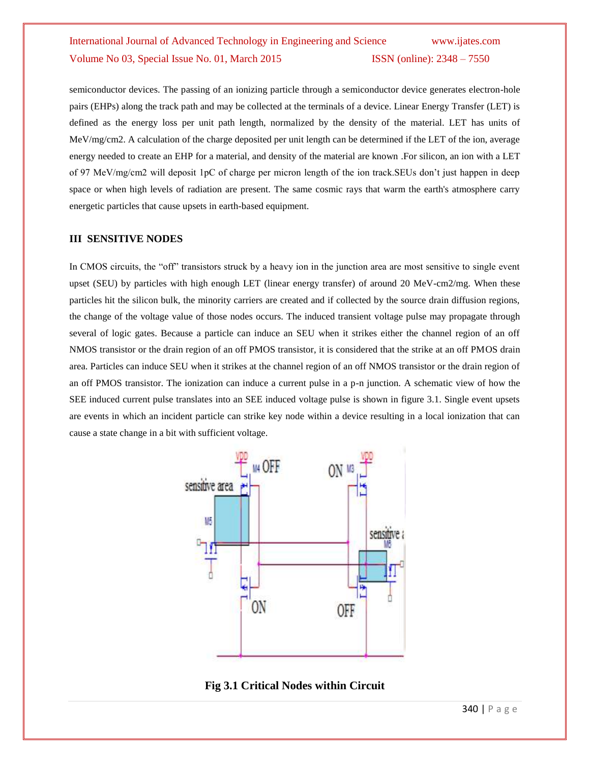semiconductor devices. The passing of an ionizing particle through a semiconductor device generates electron-hole pairs (EHPs) along the track path and may be collected at the terminals of a device. Linear Energy Transfer (LET) is defined as the energy loss per unit path length, normalized by the density of the material. LET has units of MeV/mg/cm2. A calculation of the charge deposited per unit length can be determined if the LET of the ion, average energy needed to create an EHP for a material, and density of the material are known .For silicon, an ion with a LET of 97 MeV/mg/cm2 will deposit 1pC of charge per micron length of the ion track.SEUs don't just happen in deep space or when high levels of radiation are present. The same cosmic rays that warm the earth's atmosphere carry energetic particles that cause upsets in earth-based equipment.

## III SENSITIVE NODES

In CMOS circuits, the "off" transistors struck by a heavy ion in the junction area are most sensitive to single event upset (SEU) by particles with high enough LET (linear energy transfer) of around 20 MeV-cm2/mg. When these particles hit the silicon bulk, the minority carriers are created and if collected by the source drain diffusion regions, the change of the voltage value of those nodes occurs. The induced transient voltage pulse may propagate through several of logic gates. Because a particle can induce an SEU when it strikes either the channel region of an off NMOS transistor or the drain region of an off PMOS transistor, it is considered that the strike at an off PMOS drain area. Particles can induce SEU when it strikes at the channel region of an off NMOS transistor or the drain region of an off PMOS transistor. The ionization can induce a current pulse in a p-n junction. A schematic view of how the SEE induced current pulse translates into an SEE induced voltage pulse is shown in figure 3.1. Single event upsets are events in which an incident particle can strike key node within a device resulting in a local ionization that can cause a state change in a bit with sufficient voltage.

**Fig 3.1 Critical Nodes within Circuit**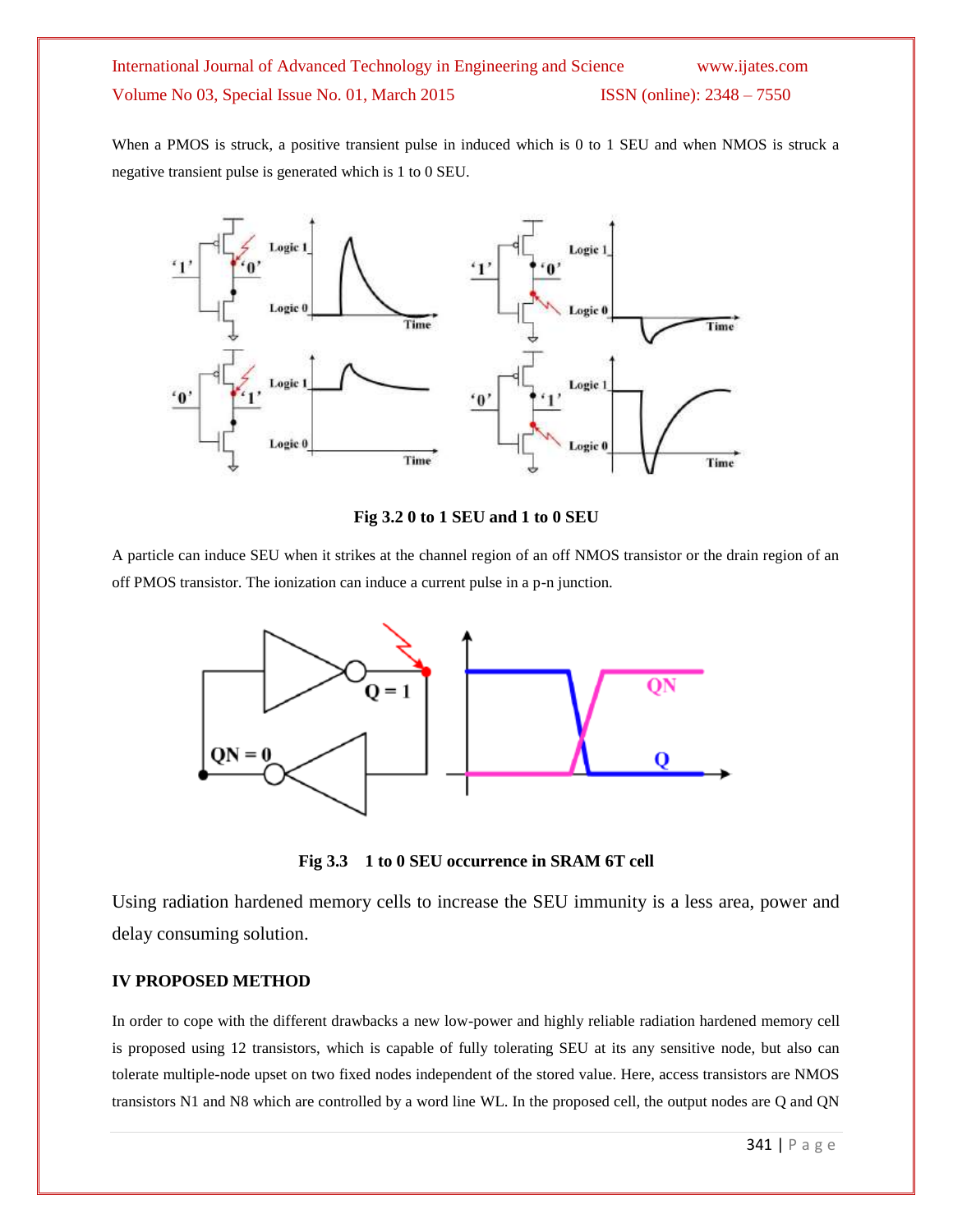When a PMOS is struck, a positive transient pulse in induced which is 0 to 1 SEU and when NMOS is struck a negative transient pulse is generated which is 1 to 0 SEU.

**Fig 3.2 0 to 1 SEU and 1 to 0 SEU**

A particle can induce SEU when it strikes at the channel region of an off NMOS transistor or the drain region of an off PMOS transistor. The ionization can induce a current pulse in a p-n junction.

**Fig 3.3 1 to 0 SEU occurrence in SRAM 6T cell**

Using radiation hardened memory cells to increase the SEU immunity is a less area, power and delay consuming solution.

## IV PROPOSED METHOD

In order to cope with the different drawbacks a new low-power and highly reliable radiation hardened memory cell is proposed using 12 transistors, which is capable of fully tolerating SEU at its any sensitive node, but also can tolerate multiple-node upset on two fixed nodes independent of the stored value. Here, access transistors are NMOS transistors N1 and N8 which are controlled by a word line WL. In the proposed cell, the output nodes are Q and QN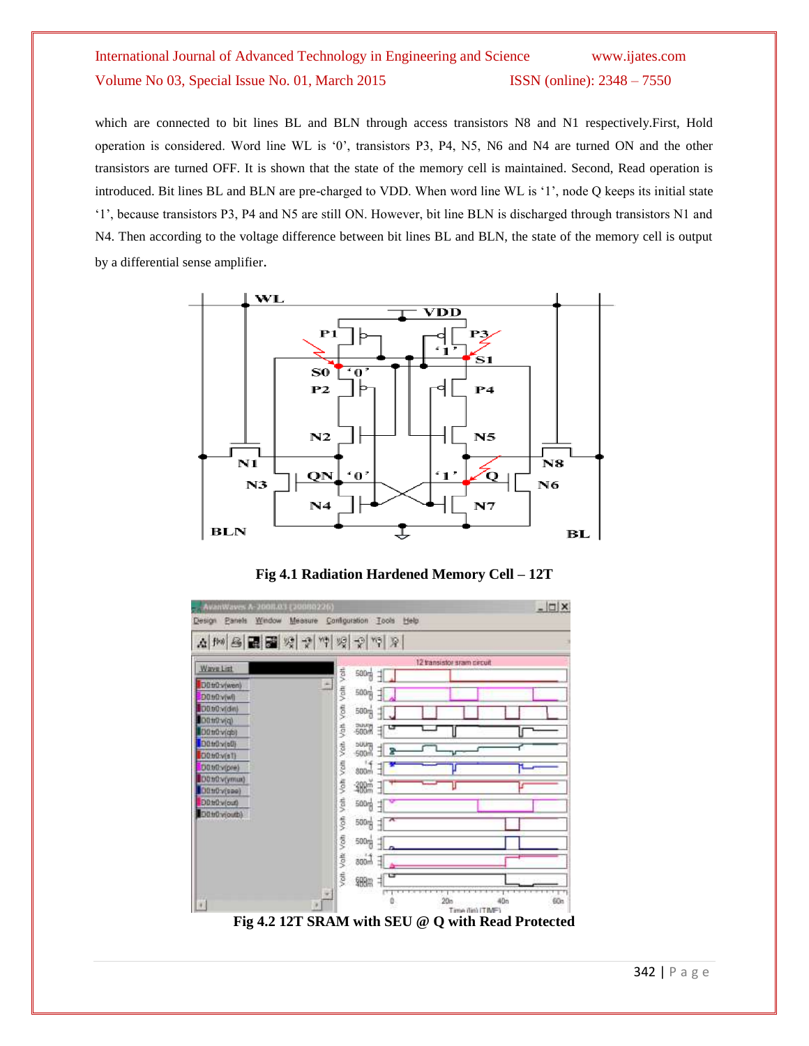which are connected to bit lines BL and BLN through access transistors N8 and N1 respectively.First, Hold operation is considered. Word line WL is '0', transistors P3, P4, N5, N6 and N4 are turned ON and the other transistors are turned OFF. It is shown that the state of the memory cell is maintained. Second, Read operation is introduced. Bit lines BL and BLN are pre-charged to VDD. When word line WL is '1', node Q keeps its initial state '1', because transistors P3, P4 and N5 are still ON. However, bit line BLN is discharged through transistors N1 and N4. Then according to the voltage difference between bit lines BL and BLN, the state of the memory cell is output by a differential sense amplifier.

**Fig 4.1 Radiation Hardened Memory Cell – 12T**

**Fig 4.2 12T SRAM with SEU @ Q with Read Protected**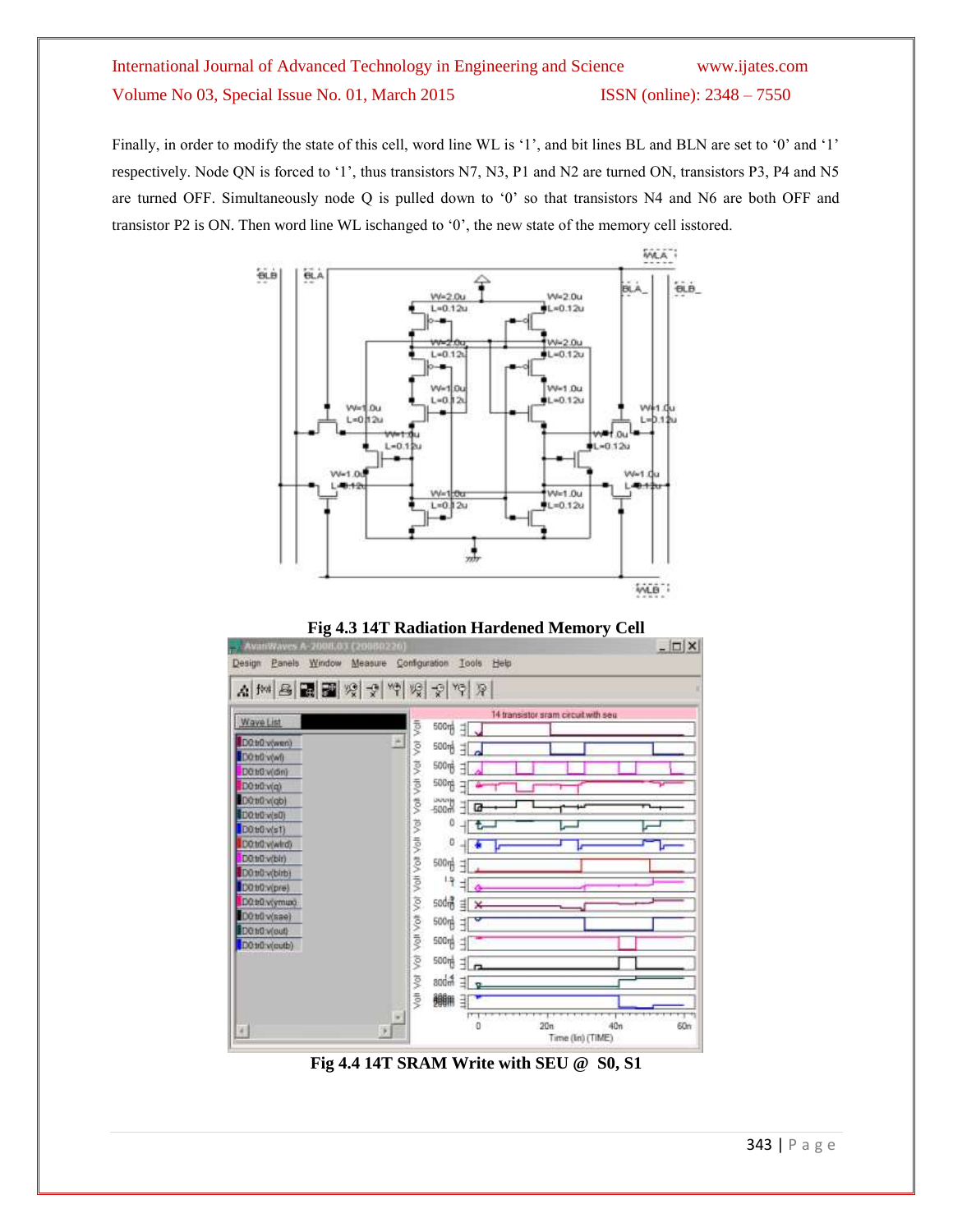Finally, in order to modify the state of this cell, word line WL is '1', and bit lines BL and BLN are set to '0' and '1' respectively. Node QN is forced to '1', thus transistors N7, N3, P1 and N2 are turned ON, transistors P3, P4 and N5 are turned OFF. Simultaneously node Q is pulled down to '0' so that transistors N4 and N6 are both OFF and transistor P2 is ON. Then word line WL ischanged to '0', the new state of the memory cell isstored.

**Fig 4.3 14T Radiation Hardened Memory Cell**

**Fig 4.4 14T SRAM Write with SEU @ S0, S1**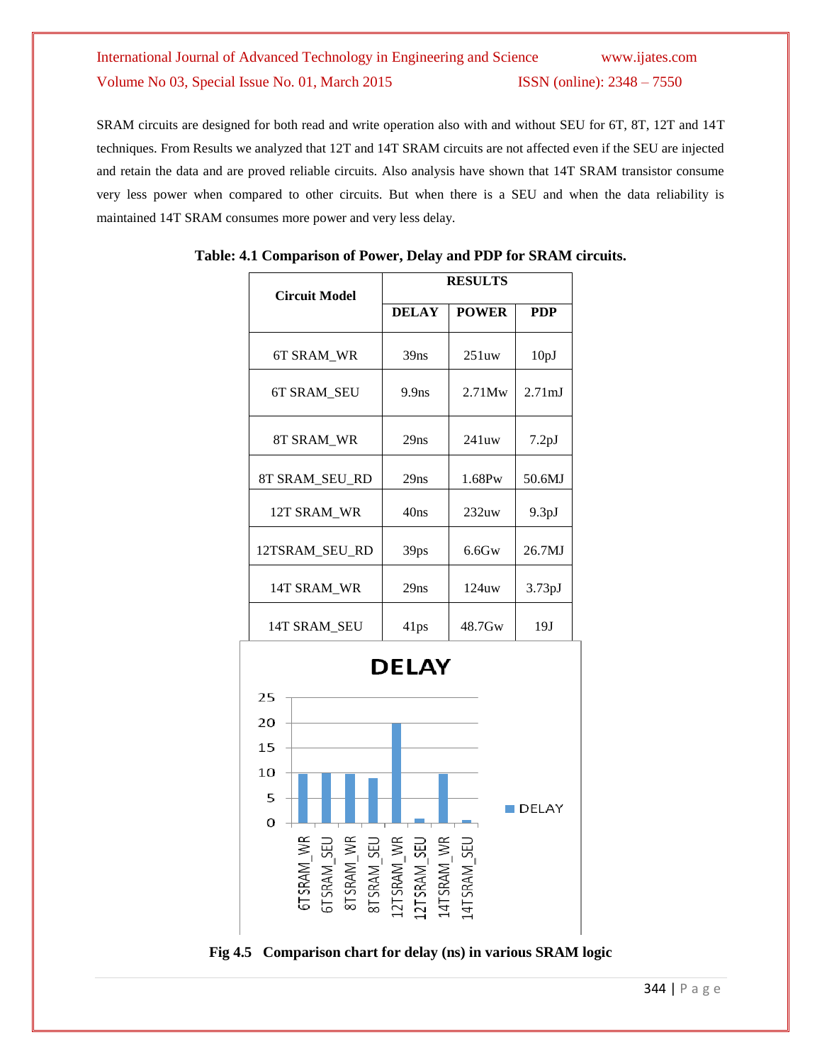SRAM circuits are designed for both read and write operation also with and without SEU for 6T, 8T, 12T and 14T techniques. From Results we analyzed that 12T and 14T SRAM circuits are not affected even if the SEU are injected and retain the data and are proved reliable circuits. Also analysis have shown that 14T SRAM transistor consume very less power when compared to other circuits. But when there is a SEU and when the data reliability is maintained 14T SRAM consumes more power and very less delay.

**Table: 4.1 Comparison of Power, Delay and PDP for SRAM circuits.**

| Circuit Model | RESULTS | | |
|---|---|---|---|
| | **DELAY** | **POWER** | **PDP** |
| 6T SRAM_WR | 39ns | 251uw | 10pJ |
| 6T SRAM_SEU | 9.9ns | 2.71Mw | 2.71mJ |
| 8T SRAM_WR | 29ns | 241uw | 7.2pJ |
| 8T SRAM_SEU_RD | 29ns | 1.68Pw | 50.6MJ |
| 12T SRAM_WR | 40ns | 232uw | 9.3pJ |
| 12TSRAM_SEU_RD | 39ps | 6.6Gw | 26.7MJ |
| 14T SRAM_WR | 29ns | 124uw | 3.73pJ |
| 14T SRAM_SEU | 41ps | 48.7Gw | 19J |

**Fig 4.5 Comparison chart for delay (ns) in various SRAM logic**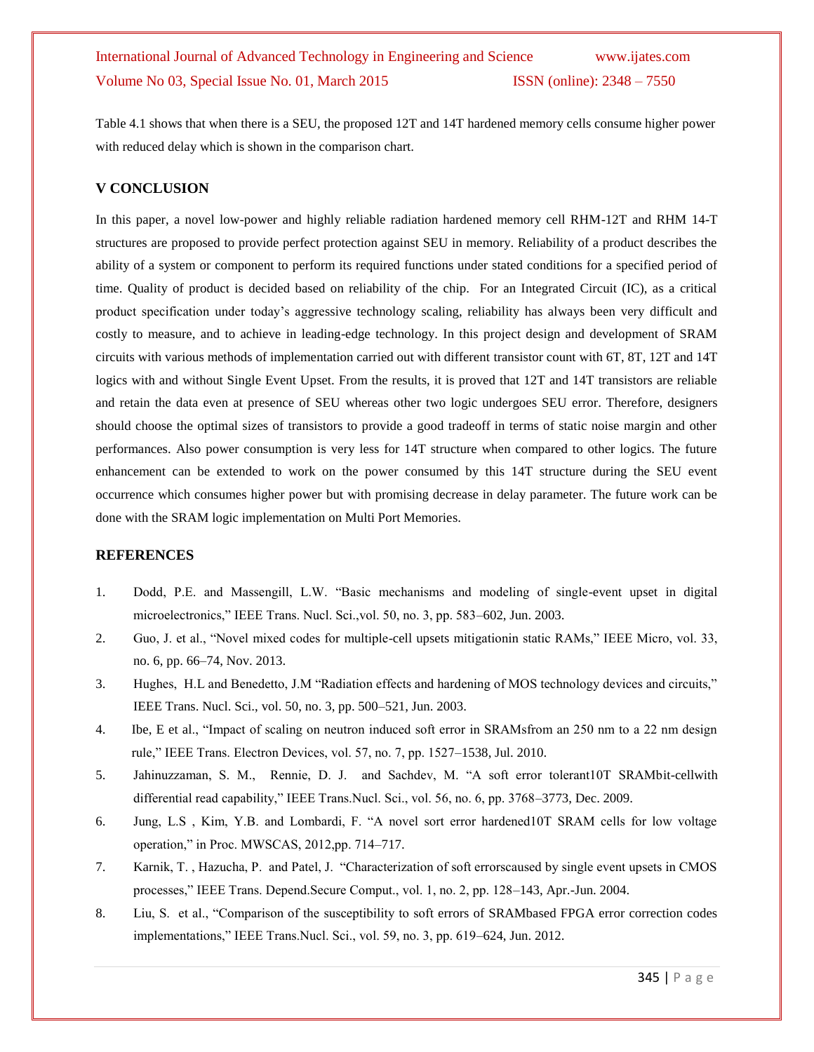Table 4.1 shows that when there is a SEU, the proposed 12T and 14T hardened memory cells consume higher power with reduced delay which is shown in the comparison chart.

## V CONCLUSION

In this paper, a novel low-power and highly reliable radiation hardened memory cell RHM-12T and RHM 14-T structures are proposed to provide perfect protection against SEU in memory. Reliability of a product describes the ability of a system or component to perform its required functions under stated conditions for a specified period of time. Quality of product is decided based on reliability of the chip. For an Integrated Circuit (IC), as a critical product specification under today's aggressive technology scaling, reliability has always been very difficult and costly to measure, and to achieve in leading-edge technology. In this project design and development of SRAM circuits with various methods of implementation carried out with different transistor count with 6T, 8T, 12T and 14T logics with and without Single Event Upset. From the results, it is proved that 12T and 14T transistors are reliable and retain the data even at presence of SEU whereas other two logic undergoes SEU error. Therefore, designers should choose the optimal sizes of transistors to provide a good tradeoff in terms of static noise margin and other performances. Also power consumption is very less for 14T structure when compared to other logics. The future enhancement can be extended to work on the power consumed by this 14T structure during the SEU event occurrence which consumes higher power but with promising decrease in delay parameter. The future work can be done with the SRAM logic implementation on Multi Port Memories.

## REFERENCES

1. Dodd, P.E. and Massengill, L.W. "Basic mechanisms and modeling of single-event upset in digital microelectronics," IEEE Trans. Nucl. Sci.,vol. 50, no. 3, pp. 583–602, Jun. 2003.
2. Guo, J. et al., "Novel mixed codes for multiple-cell upsets mitigationin static RAMs," IEEE Micro, vol. 33, no. 6, pp. 66–74, Nov. 2013.
3. Hughes, H.L and Benedetto, J.M "Radiation effects and hardening of MOS technology devices and circuits," IEEE Trans. Nucl. Sci., vol. 50, no. 3, pp. 500–521, Jun. 2003.
4. Ibe, E et al., "Impact of scaling on neutron induced soft error in SRAMsfrom an 250 nm to a 22 nm design rule," IEEE Trans. Electron Devices, vol. 57, no. 7, pp. 1527–1538, Jul. 2010.
5. Jahinuzzaman, S. M., Rennie, D. J. and Sachdev, M. "A soft error tolerant10T SRAMbit-cellwith differential read capability," IEEE Trans.Nucl. Sci., vol. 56, no. 6, pp. 3768–3773, Dec. 2009.
6. Jung, L.S , Kim, Y.B. and Lombardi, F. "A novel sort error hardened10T SRAM cells for low voltage operation," in Proc. MWSCAS, 2012,pp. 714–717.
7. Karnik, T. , Hazucha, P. and Patel, J. "Characterization of soft errorscaused by single event upsets in CMOS processes," IEEE Trans. Depend.Secure Comput., vol. 1, no. 2, pp. 128–143, Apr.-Jun. 2004.
8. Liu, S. et al., "Comparison of the susceptibility to soft errors of SRAMbased FPGA error correction codes implementations," IEEE Trans.Nucl. Sci., vol. 59, no. 3, pp. 619–624, Jun. 2012.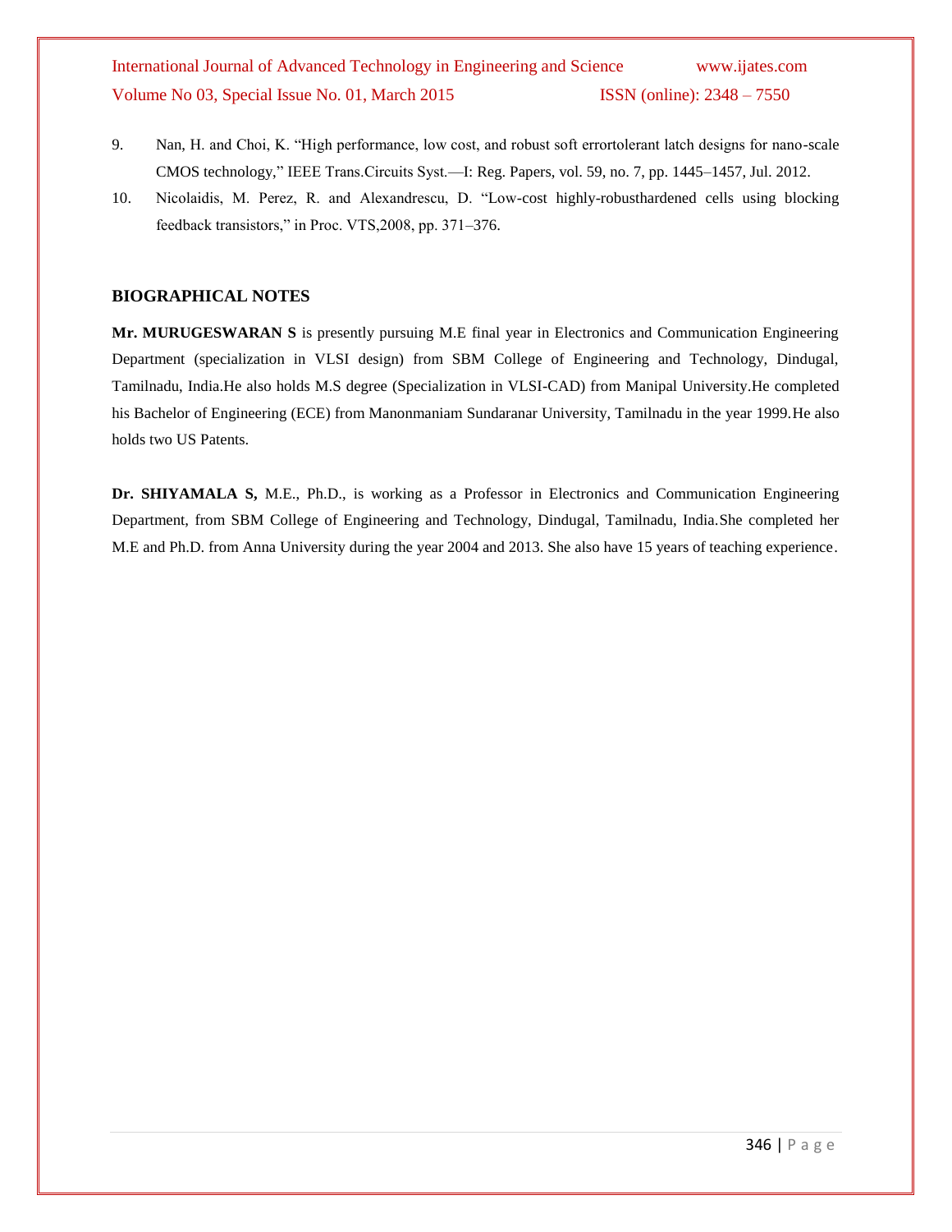9. Nan, H. and Choi, K. "High performance, low cost, and robust soft errortolerant latch designs for nano-scale CMOS technology," IEEE Trans.Circuits Syst.—I: Reg. Papers, vol. 59, no. 7, pp. 1445–1457, Jul. 2012.
10. Nicolaidis, M. Perez, R. and Alexandrescu, D. "Low-cost highly-robusthardened cells using blocking feedback transistors," in Proc. VTS,2008, pp. 371–376.

## BIOGRAPHICAL NOTES

**Mr. MURUGESWARAN S** is presently pursuing M.E final year in Electronics and Communication Engineering Department (specialization in VLSI design) from SBM College of Engineering and Technology, Dindugal, Tamilnadu, India.He also holds M.S degree (Specialization in VLSI-CAD) from Manipal University.He completed his Bachelor of Engineering (ECE) from Manonmaniam Sundaranar University, Tamilnadu in the year 1999.He also holds two US Patents.

**Dr. SHIYAMALA S,** M.E., Ph.D., is working as a Professor in Electronics and Communication Engineering Department, from SBM College of Engineering and Technology, Dindugal, Tamilnadu, India.She completed her M.E and Ph.D. from Anna University during the year 2004 and 2013. She also have 15 years of teaching experience.